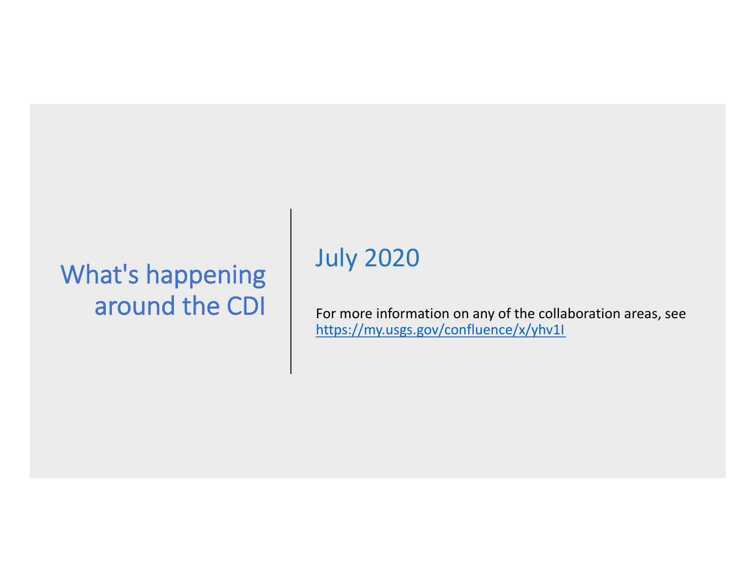# What's happening around the CDI

## July 2020

For more information on any of the collaboration areas, see https://my.usgs.gov/confluence/x/yhv1I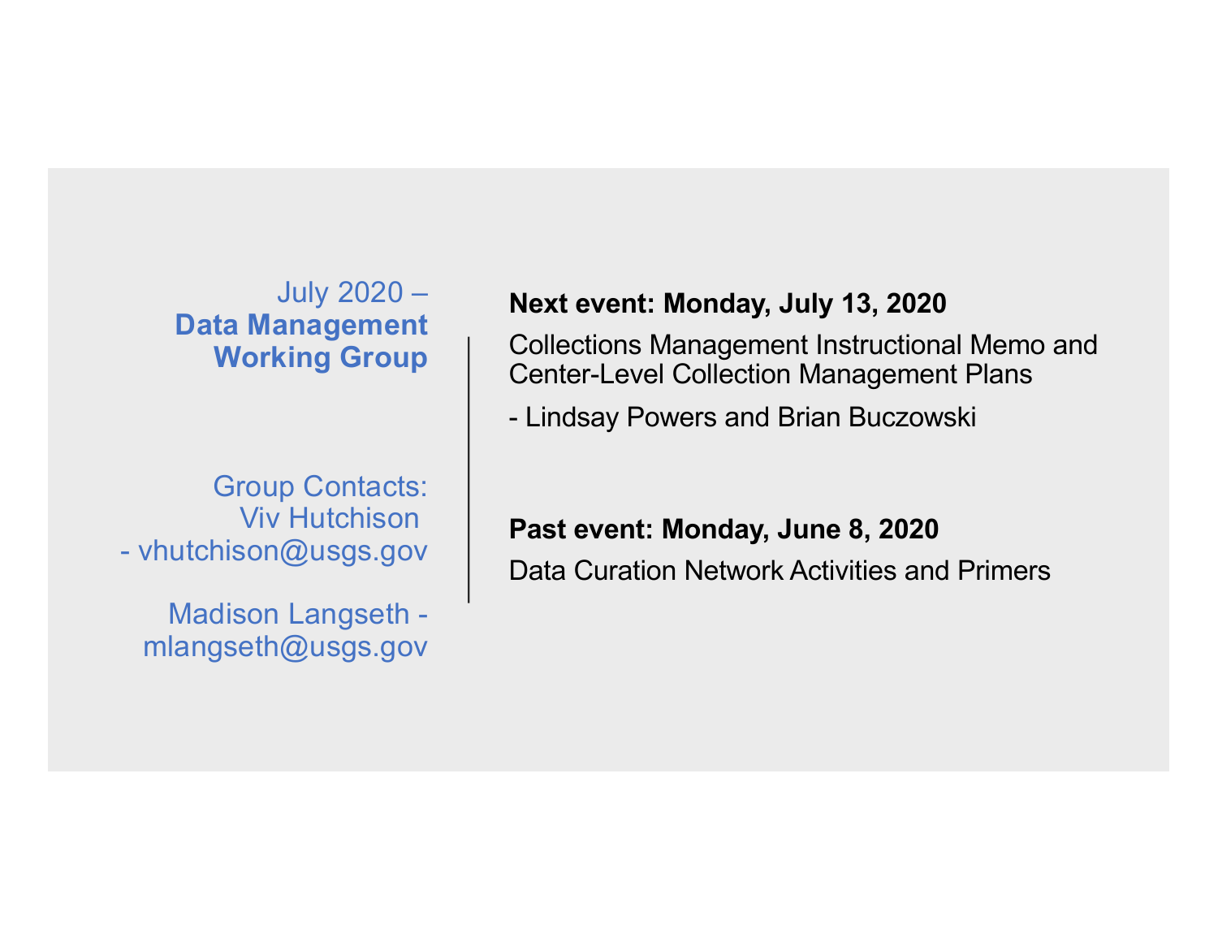July 2020 –
**Data Management Working Group**

Group Contacts:
Viv Hutchison - vhutchison@usgs.gov

Madison Langseth - mlangseth@usgs.gov

**Next event: Monday, July 13, 2020**

Collections Management Instructional Memo and Center-Level Collection Management Plans

- Lindsay Powers and Brian Buczowski

**Past event: Monday, June 8, 2020**

Data Curation Network Activities and Primers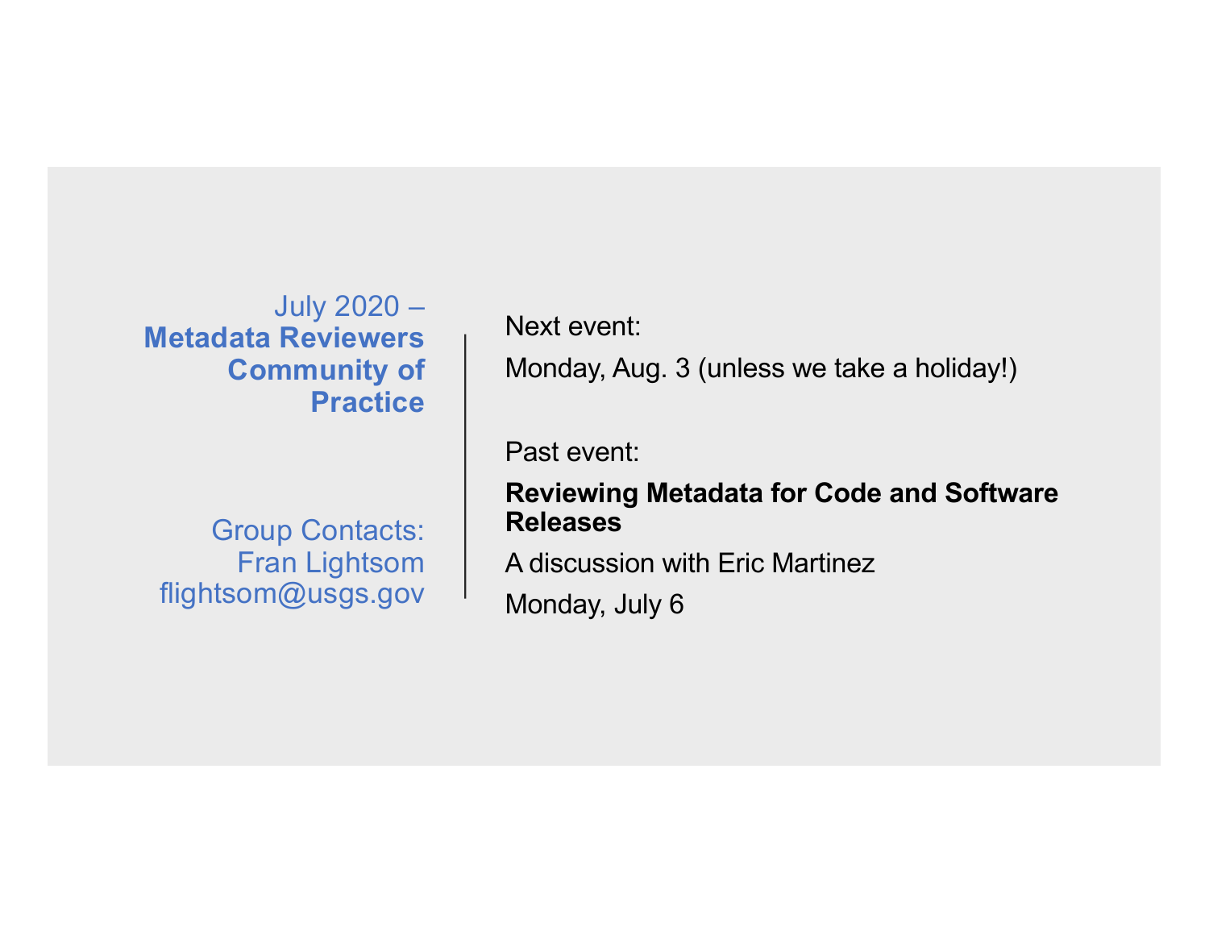July 2020 –
**Metadata Reviewers Community of Practice**

Group Contacts:
Fran Lightsom
flightsom@usgs.gov

Next event:

Monday, Aug. 3 (unless we take a holiday!)

Past event:

**Reviewing Metadata for Code and Software Releases**

A discussion with Eric Martinez

Monday, July 6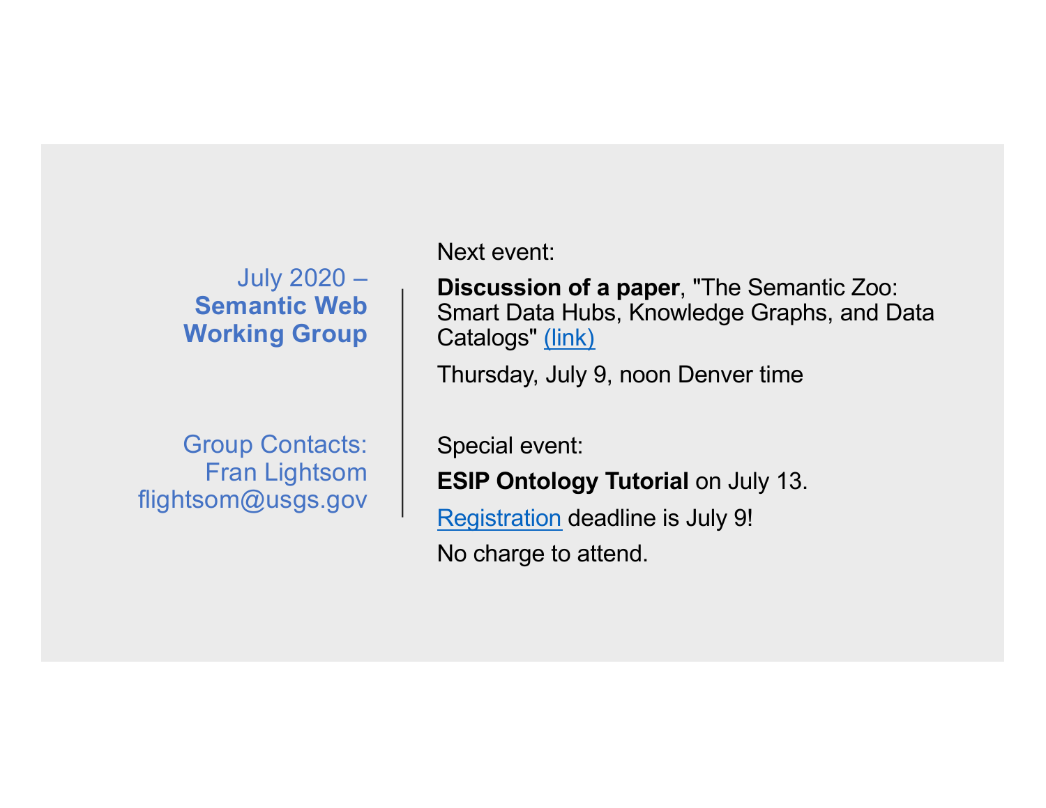## July 2020 – **Semantic Web Working Group**

Group Contacts:
Fran Lightsom
flightsom@usgs.gov

Next event:

**Discussion of a paper**, "The Semantic Zoo: Smart Data Hubs, Knowledge Graphs, and Data Catalogs" (link)

Thursday, July 9, noon Denver time

Special event:

**ESIP Ontology Tutorial** on July 13.

Registration deadline is July 9!

No charge to attend.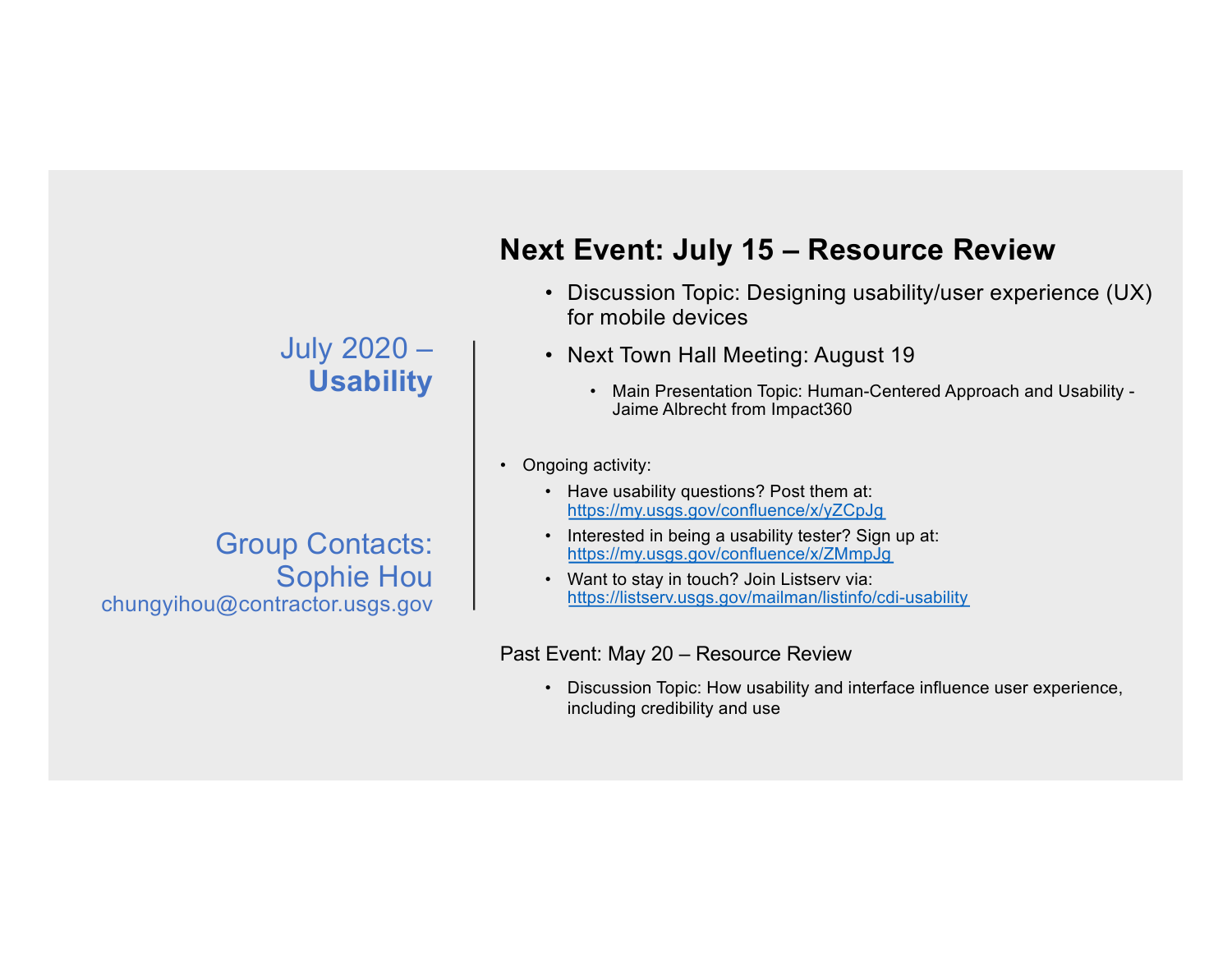## July 2020 – **Usability**

Group Contacts:
Sophie Hou
chungyihou@contractor.usgs.gov

## Next Event: July 15 – Resource Review

- Discussion Topic: Designing usability/user experience (UX) for mobile devices
- Next Town Hall Meeting: August 19
  - Main Presentation Topic: Human-Centered Approach and Usability - Jaime Albrecht from Impact360

- Ongoing activity:
  - Have usability questions? Post them at: https://my.usgs.gov/confluence/x/yZCpJg
  - Interested in being a usability tester? Sign up at: https://my.usgs.gov/confluence/x/ZMmpJg
  - Want to stay in touch? Join Listserv via: https://listserv.usgs.gov/mailman/listinfo/cdi-usability

Past Event: May 20 – Resource Review

- Discussion Topic: How usability and interface influence user experience, including credibility and use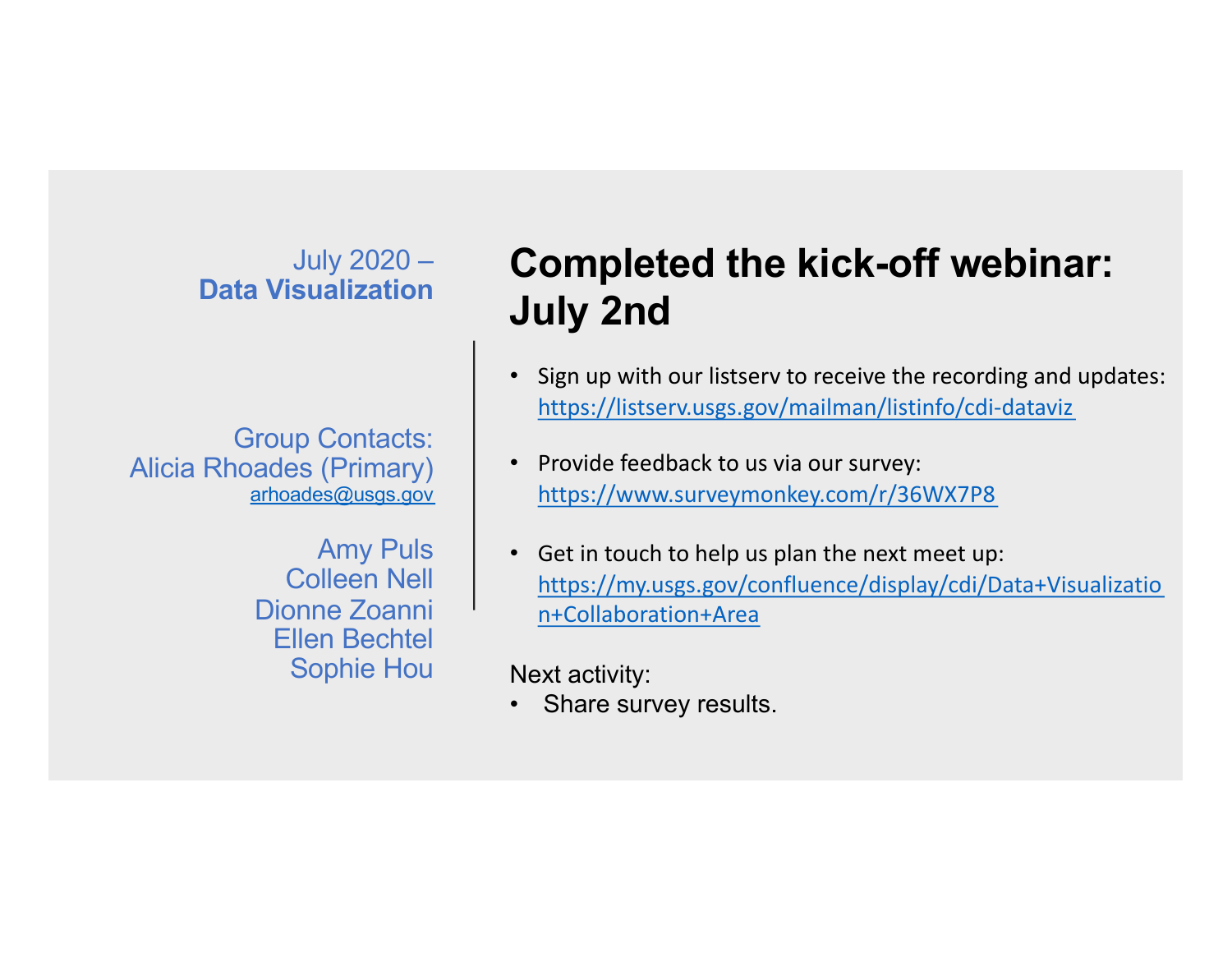July 2020 –
**Data Visualization**

Group Contacts:
Alicia Rhoades (Primary)
arhoades@usgs.gov

Amy Puls
Colleen Nell
Dionne Zoanni
Ellen Bechtel
Sophie Hou

# Completed the kick-off webinar: July 2nd

- Sign up with our listserv to receive the recording and updates: https://listserv.usgs.gov/mailman/listinfo/cdi-dataviz
- Provide feedback to us via our survey: https://www.surveymonkey.com/r/36WX7P8
- Get in touch to help us plan the next meet up: https://my.usgs.gov/confluence/display/cdi/Data+Visualization+Collaboration+Area

Next activity:

- Share survey results.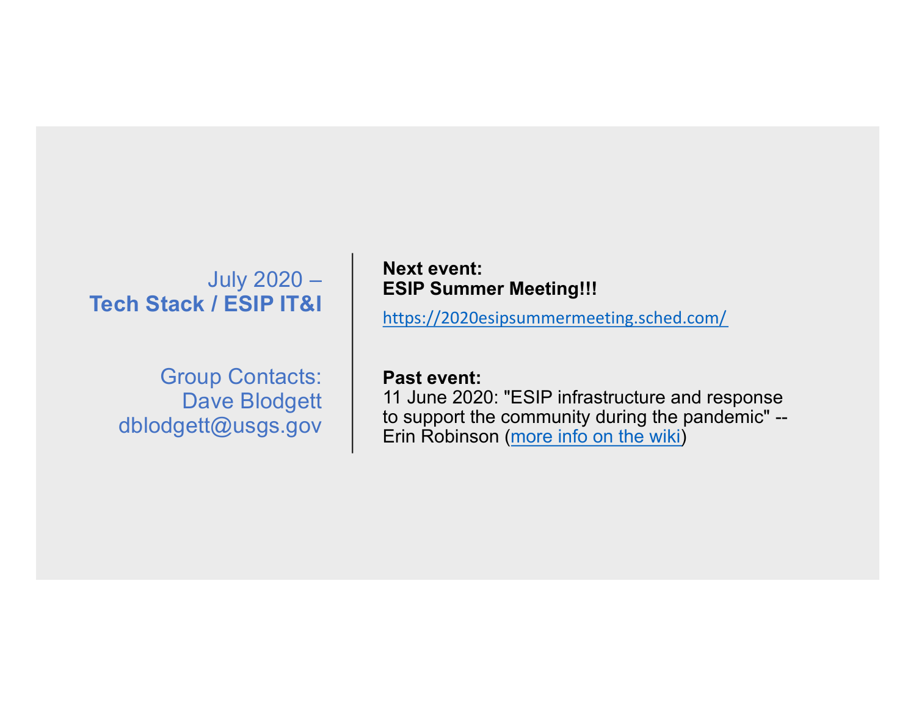July 2020 –
**Tech Stack / ESIP IT&I**

Group Contacts:
Dave Blodgett
dblodgett@usgs.gov

**Next event:**
**ESIP Summer Meeting!!!**

https://2020esipsummermeeting.sched.com/

**Past event:**
11 June 2020: "ESIP infrastructure and response to support the community during the pandemic" -- Erin Robinson (more info on the wiki)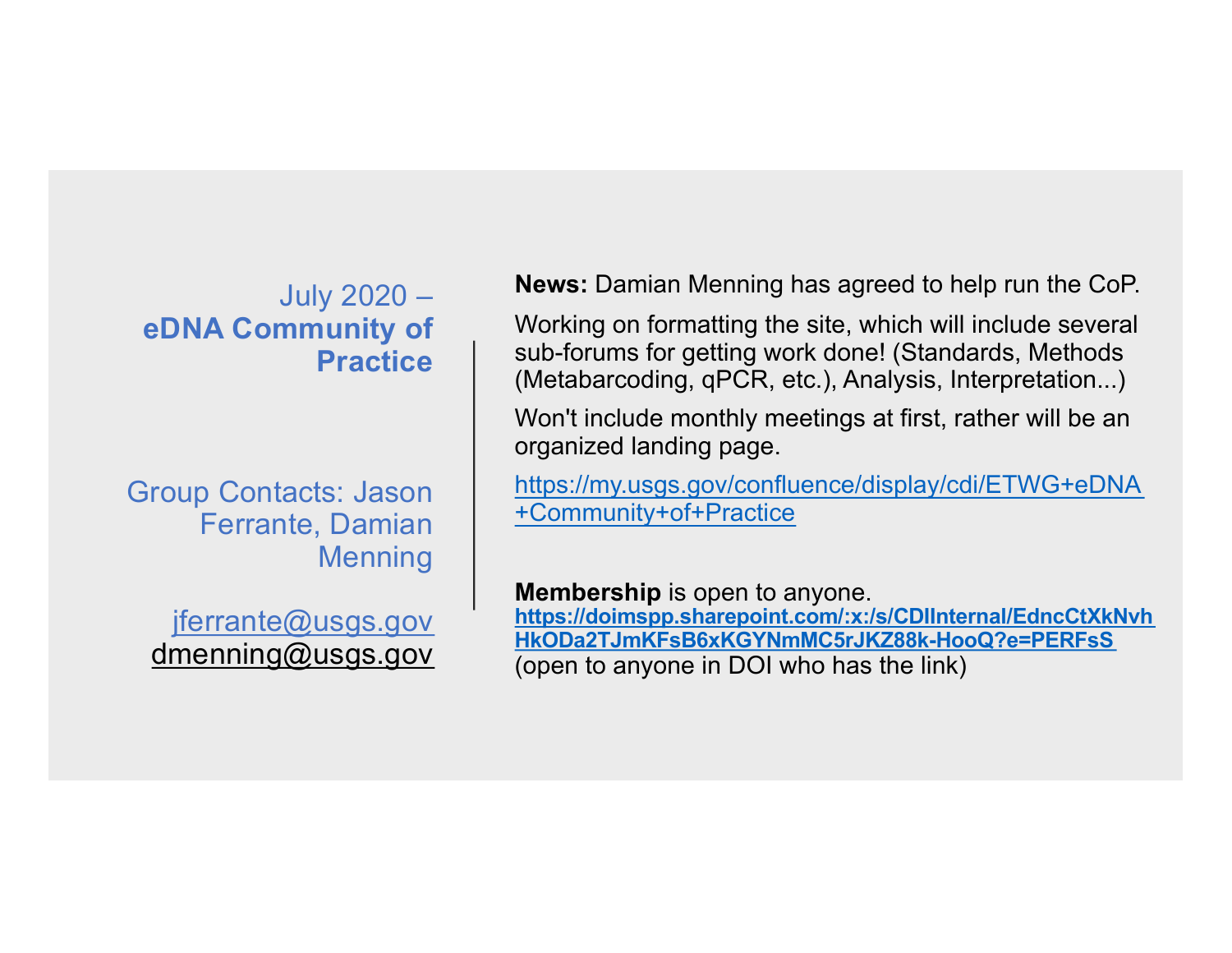July 2020 –
**eDNA Community of Practice**

Group Contacts: Jason Ferrante, Damian Menning

jferrante@usgs.gov
dmenning@usgs.gov

**News:** Damian Menning has agreed to help run the CoP.

Working on formatting the site, which will include several sub-forums for getting work done! (Standards, Methods (Metabarcoding, qPCR, etc.), Analysis, Interpretation...)

Won't include monthly meetings at first, rather will be an organized landing page.

https://my.usgs.gov/confluence/display/cdi/ETWG+eDNA+Community+of+Practice

**Membership** is open to anyone.
**https://doimspp.sharepoint.com/:x:/s/CDIInternal/EdncCtXkNvhHkODa2TJmKFsB6xKGYNmMC5rJKZ88k-HooQ?e=PERFsS**
(open to anyone in DOI who has the link)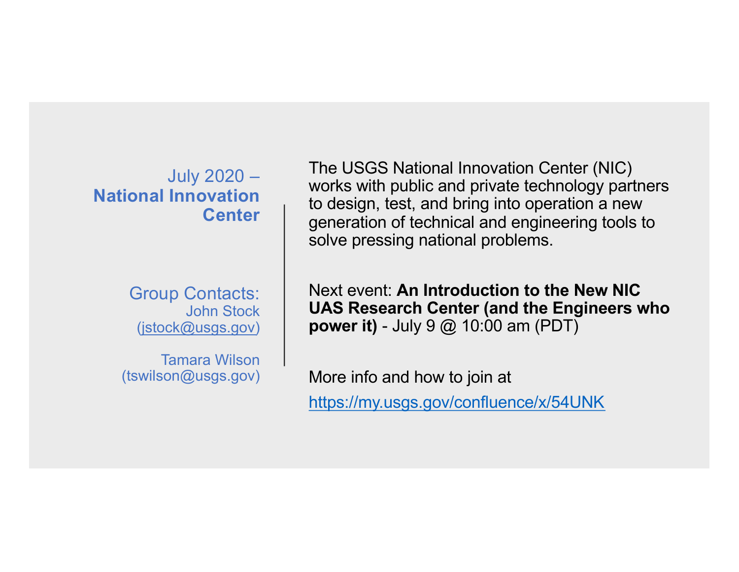## July 2020 – **National Innovation Center**

Group Contacts:
John Stock
(jstock@usgs.gov)

Tamara Wilson
(tswilson@usgs.gov)

The USGS National Innovation Center (NIC) works with public and private technology partners to design, test, and bring into operation a new generation of technical and engineering tools to solve pressing national problems.

Next event: **An Introduction to the New NIC UAS Research Center (and the Engineers who power it)** - July 9 @ 10:00 am (PDT)

More info and how to join at

https://my.usgs.gov/confluence/x/54UNK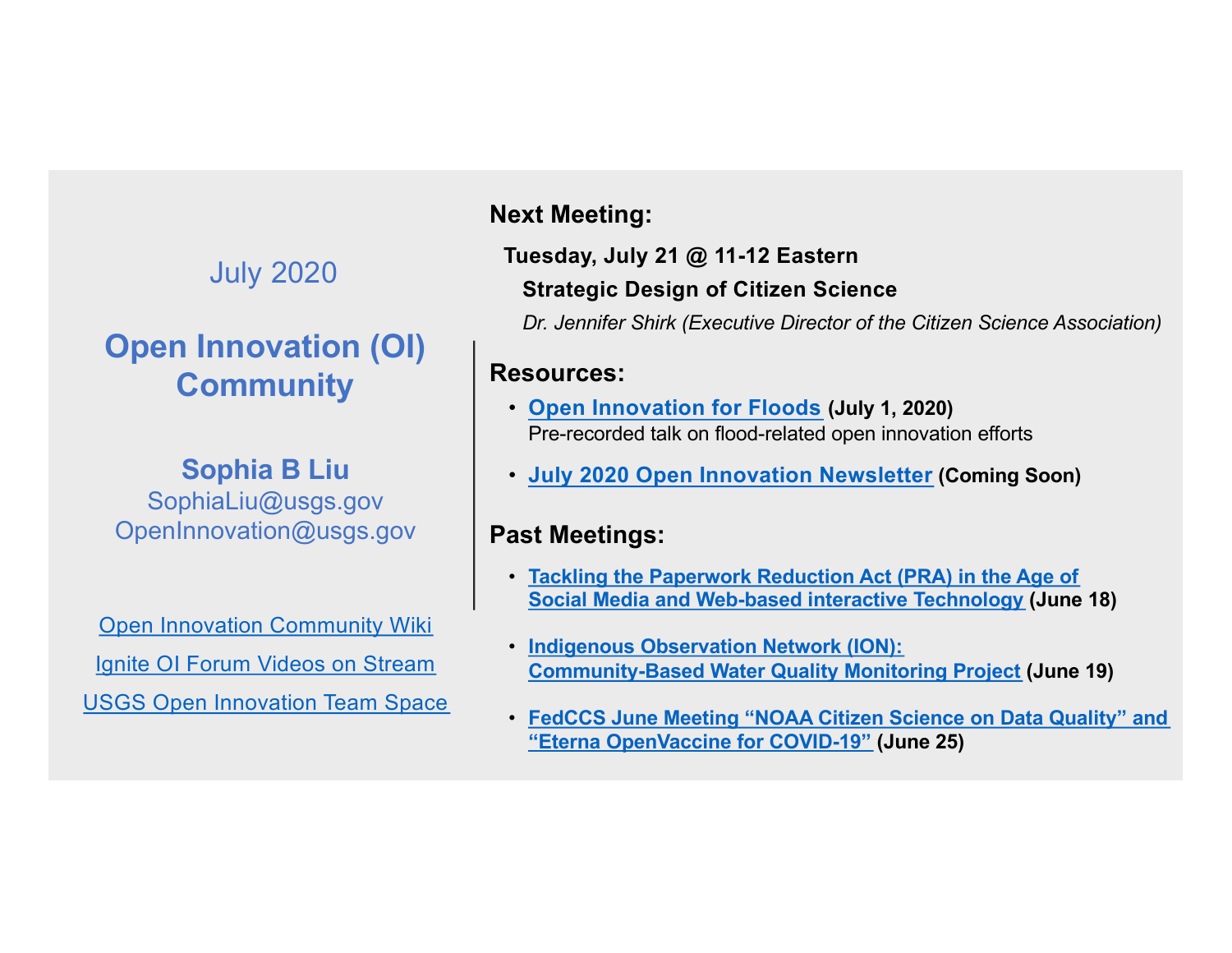July 2020

# Open Innovation (OI) Community

**Sophia B Liu**
SophiaLiu@usgs.gov
OpenInnovation@usgs.gov

Open Innovation Community Wiki

Ignite OI Forum Videos on Stream

USGS Open Innovation Team Space

## Next Meeting:

**Tuesday, July 21 @ 11-12 Eastern**

**Strategic Design of Citizen Science**

*Dr. Jennifer Shirk (Executive Director of the Citizen Science Association)*

## Resources:

- **Open Innovation for Floods (July 1, 2020)**
  Pre-recorded talk on flood-related open innovation efforts
- **July 2020 Open Innovation Newsletter (Coming Soon)**

## Past Meetings:

- **Tackling the Paperwork Reduction Act (PRA) in the Age of Social Media and Web-based interactive Technology (June 18)**
- **Indigenous Observation Network (ION): Community-Based Water Quality Monitoring Project (June 19)**
- **FedCCS June Meeting "NOAA Citizen Science on Data Quality" and "Eterna OpenVaccine for COVID-19" (June 25)**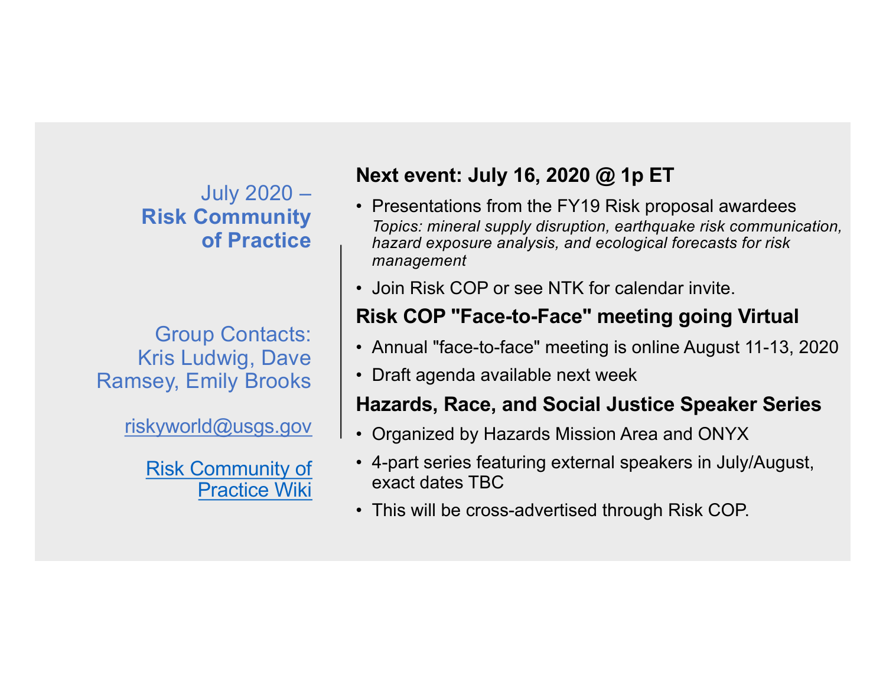# July 2020 – **Risk Community of Practice**

Group Contacts: Kris Ludwig, Dave Ramsey, Emily Brooks

riskyworld@usgs.gov

Risk Community of Practice Wiki

## Next event: July 16, 2020 @ 1p ET

- Presentations from the FY19 Risk proposal awardees
  *Topics: mineral supply disruption, earthquake risk communication, hazard exposure analysis, and ecological forecasts for risk management*
- Join Risk COP or see NTK for calendar invite.

## Risk COP "Face-to-Face" meeting going Virtual

- Annual "face-to-face" meeting is online August 11-13, 2020
- Draft agenda available next week

## Hazards, Race, and Social Justice Speaker Series

- Organized by Hazards Mission Area and ONYX
- 4-part series featuring external speakers in July/August, exact dates TBC
- This will be cross-advertised through Risk COP.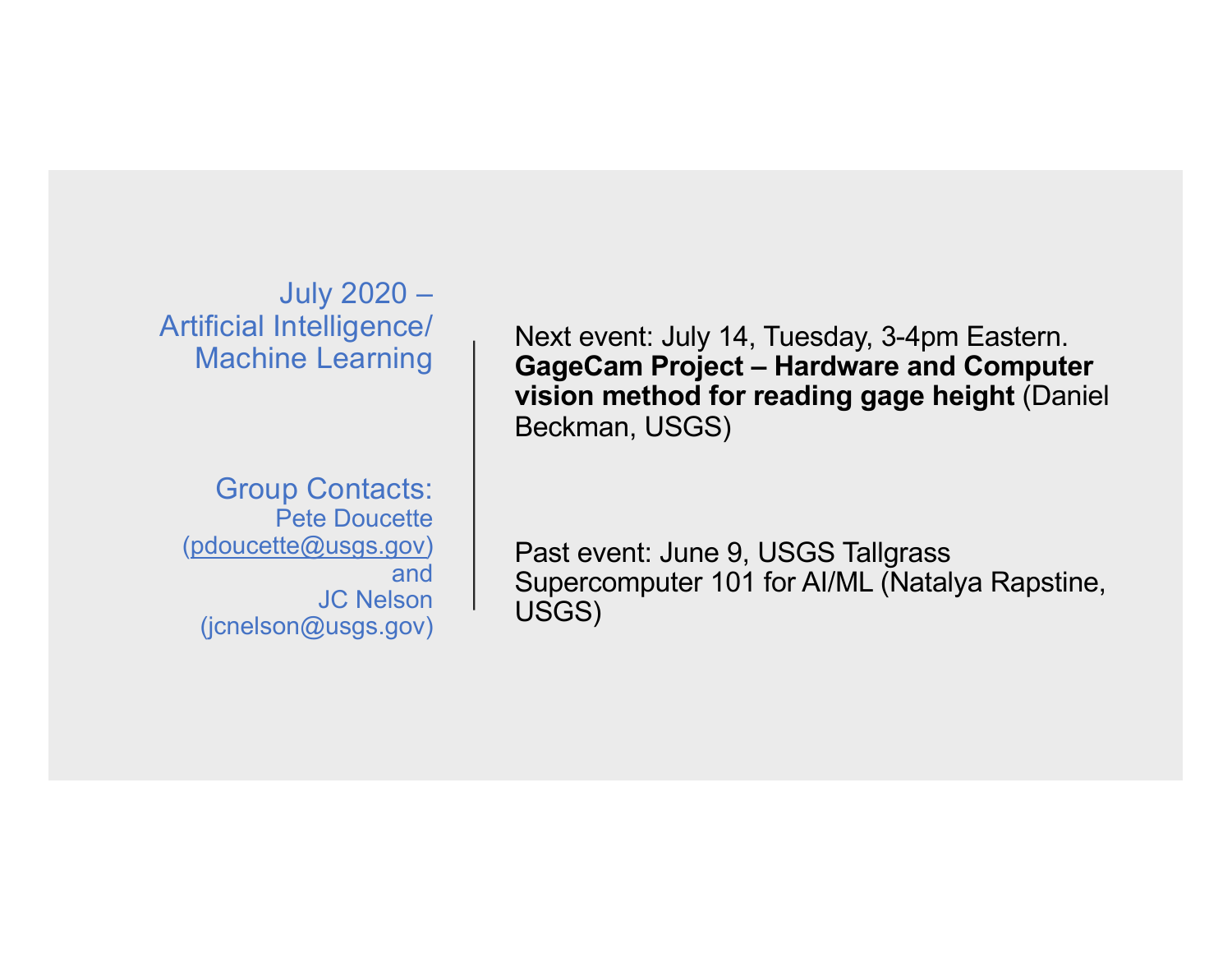## July 2020 – Artificial Intelligence/ Machine Learning

Group Contacts:
Pete Doucette (pdoucette@usgs.gov)
and
JC Nelson (jcnelson@usgs.gov)

Next event: July 14, Tuesday, 3-4pm Eastern. **GageCam Project – Hardware and Computer vision method for reading gage height** (Daniel Beckman, USGS)

Past event: June 9, USGS Tallgrass Supercomputer 101 for AI/ML (Natalya Rapstine, USGS)